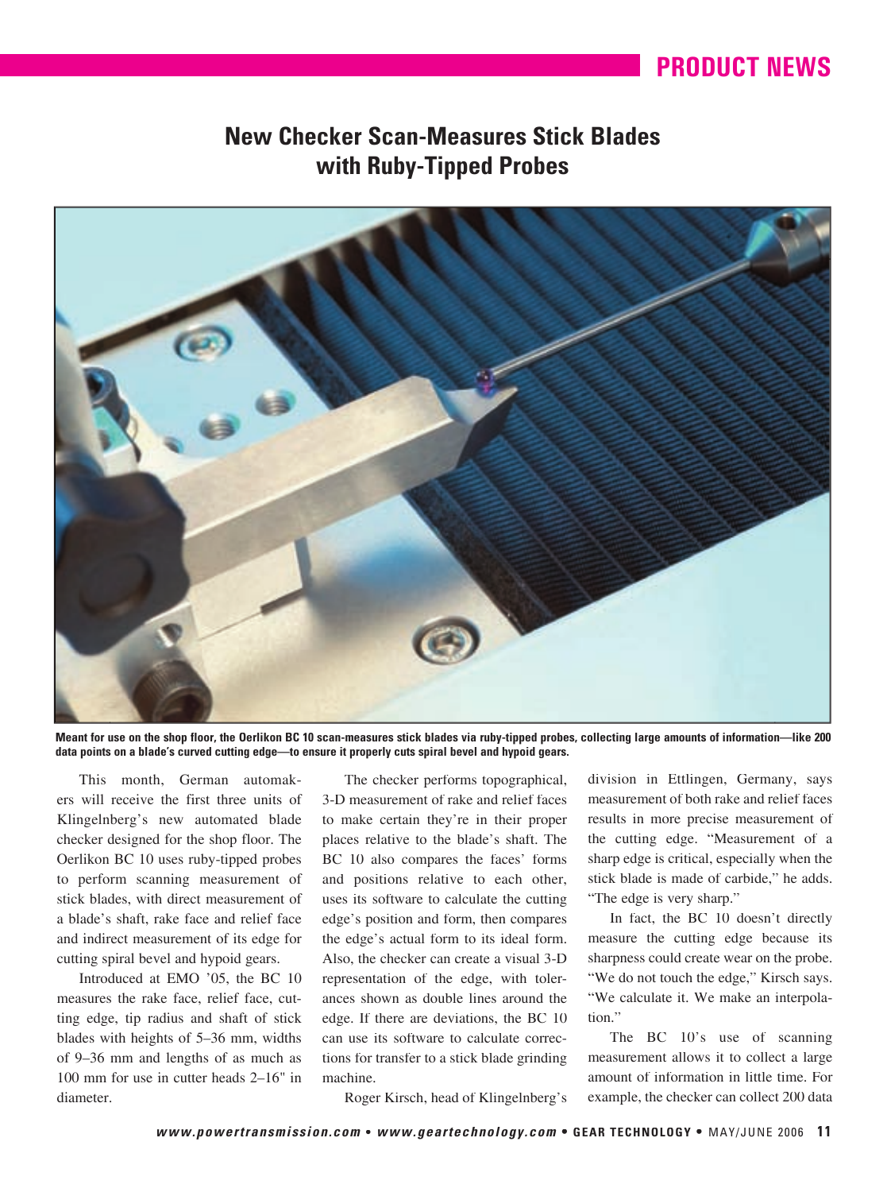## PRODUCT NEWS

# New Checker Scan-Measures Stick Blades with Ruby-Tipped Probes

**Meant for use on the shop floor, the Oerlikon BC 10 scan-measures stick blades via ruby-tipped probes, collecting large amounts of information—like 200 data points on a blade's curved cutting edge—to ensure it properly cuts spiral bevel and hypoid gears.**

This month, German automakers will receive the first three units of Klingelnberg's new automated blade checker designed for the shop floor. The Oerlikon BC 10 uses ruby-tipped probes to perform scanning measurement of stick blades, with direct measurement of a blade's shaft, rake face and relief face and indirect measurement of its edge for cutting spiral bevel and hypoid gears.

Introduced at EMO '05, the BC 10 measures the rake face, relief face, cutting edge, tip radius and shaft of stick blades with heights of 5–36 mm, widths of 9–36 mm and lengths of as much as 100 mm for use in cutter heads 2–16" in diameter.

The checker performs topographical, 3-D measurement of rake and relief faces to make certain they're in their proper places relative to the blade's shaft. The BC 10 also compares the faces' forms and positions relative to each other, uses its software to calculate the cutting edge's position and form, then compares the edge's actual form to its ideal form. Also, the checker can create a visual 3-D representation of the edge, with tolerances shown as double lines around the edge. If there are deviations, the BC 10 can use its software to calculate corrections for transfer to a stick blade grinding machine.

Roger Kirsch, head of Klingelnberg's division in Ettlingen, Germany, says measurement of both rake and relief faces results in more precise measurement of the cutting edge. "Measurement of a sharp edge is critical, especially when the stick blade is made of carbide," he adds. "The edge is very sharp."

In fact, the BC 10 doesn't directly measure the cutting edge because its sharpness could create wear on the probe. "We do not touch the edge," Kirsch says. "We calculate it. We make an interpolation."

The BC 10's use of scanning measurement allows it to collect a large amount of information in little time. For example, the checker can collect 200 data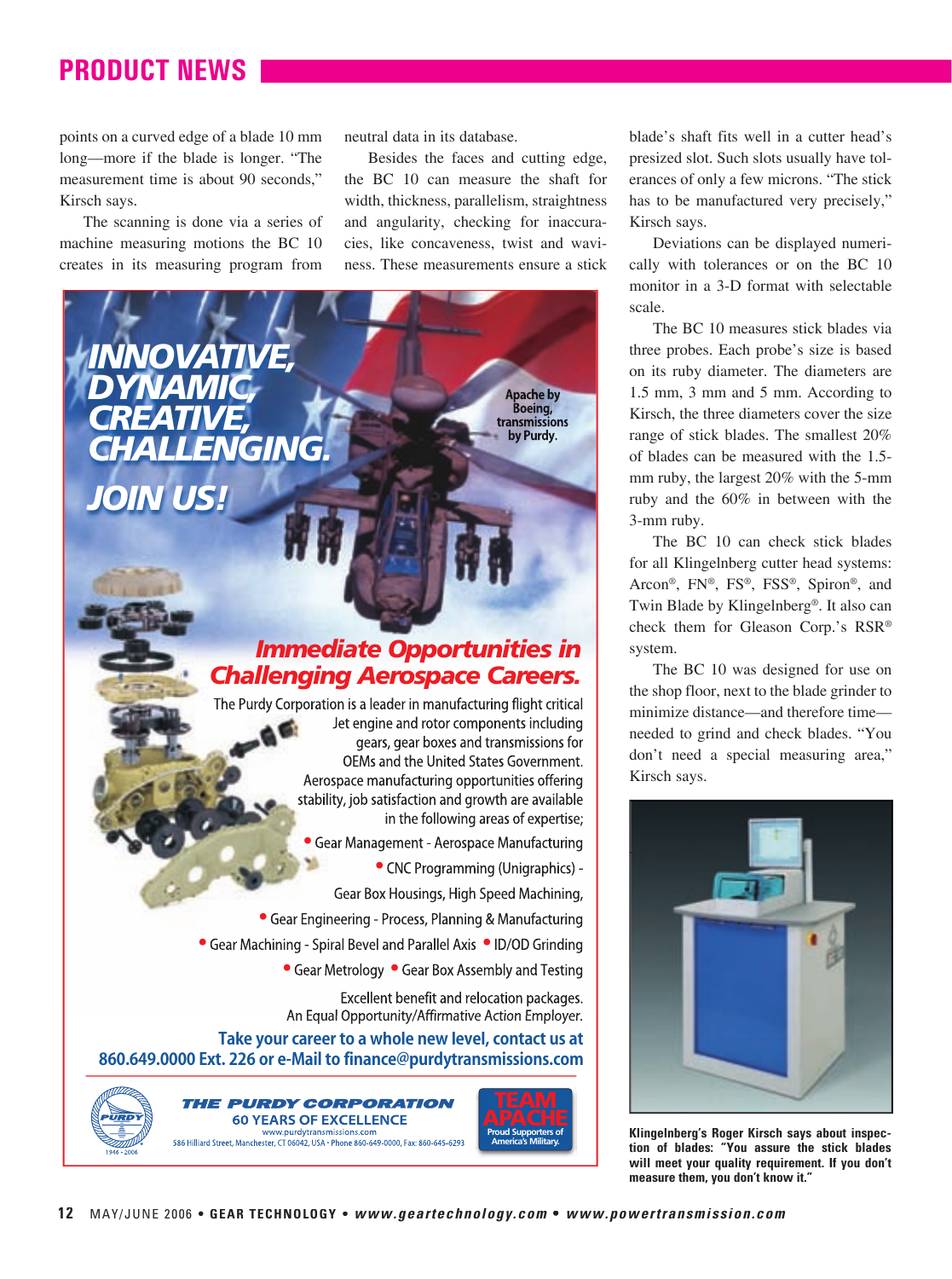points on a curved edge of a blade 10 mm long—more if the blade is longer. "The measurement time is about 90 seconds," Kirsch says.

The scanning is done via a series of machine measuring motions the BC 10 creates in its measuring program from neutral data in its database.

Besides the faces and cutting edge, the BC 10 can measure the shaft for width, thickness, parallelism, straightness and angularity, checking for inaccuracies, like concaveness, twist and waviness. These measurements ensure a stick blade's shaft fits well in a cutter head's presized slot. Such slots usually have tolerances of only a few microns. "The stick has to be manufactured very precisely," Kirsch says.

Deviations can be displayed numerically with tolerances or on the BC 10 monitor in a 3-D format with selectable scale.

The BC 10 measures stick blades via three probes. Each probe's size is based on its ruby diameter. The diameters are 1.5 mm, 3 mm and 5 mm. According to Kirsch, the three diameters cover the size range of stick blades. The smallest 20% of blades can be measured with the 1.5-mm ruby, the largest 20% with the 5-mm ruby and the 60% in between with the 3-mm ruby.

The BC 10 can check stick blades for all Klingelnberg cutter head systems: Arcon®, FN®, FS®, FSS®, Spiron®, and Twin Blade by Klingelnberg®. It also can check them for Gleason Corp.'s RSR® system.

The BC 10 was designed for use on the shop floor, next to the blade grinder to minimize distance—and therefore time—needed to grind and check blades. "You don't need a special measuring area," Kirsch says.

**Klingelnberg's Roger Kirsch says about inspection of blades: "You assure the stick blades will meet your quality requirement. If you don't measure them, you don't know it."**

---

**INNOVATIVE, DYNAMIC, CREATIVE, CHALLENGING. JOIN US!**

Apache by Boeing, transmissions by Purdy.

**Immediate Opportunities in Challenging Aerospace Careers.**

The Purdy Corporation is a leader in manufacturing flight critical Jet engine and rotor components including gears, gear boxes and transmissions for OEMs and the United States Government. Aerospace manufacturing opportunities offering stability, job satisfaction and growth are available in the following areas of expertise;

- Gear Management - Aerospace Manufacturing
- CNC Programming (Unigraphics) - Gear Box Housings, High Speed Machining,
- Gear Engineering - Process, Planning & Manufacturing
- Gear Machining - Spiral Bevel and Parallel Axis
- ID/OD Grinding
- Gear Metrology
- Gear Box Assembly and Testing

Excellent benefit and relocation packages.
An Equal Opportunity/Affirmative Action Employer.

**Take your career to a whole new level, contact us at 860.649.0000 Ext. 226 or e-Mail to finance@purdytransmissions.com**

**THE PURDY CORPORATION**
60 YEARS OF EXCELLENCE
www.purdytransmissions.com
586 Hilliard Street, Manchester, CT 06042, USA • Phone 860-649-0000, Fax: 860-645-6293

TEAM APACHE — Proud Supporters of America's Military.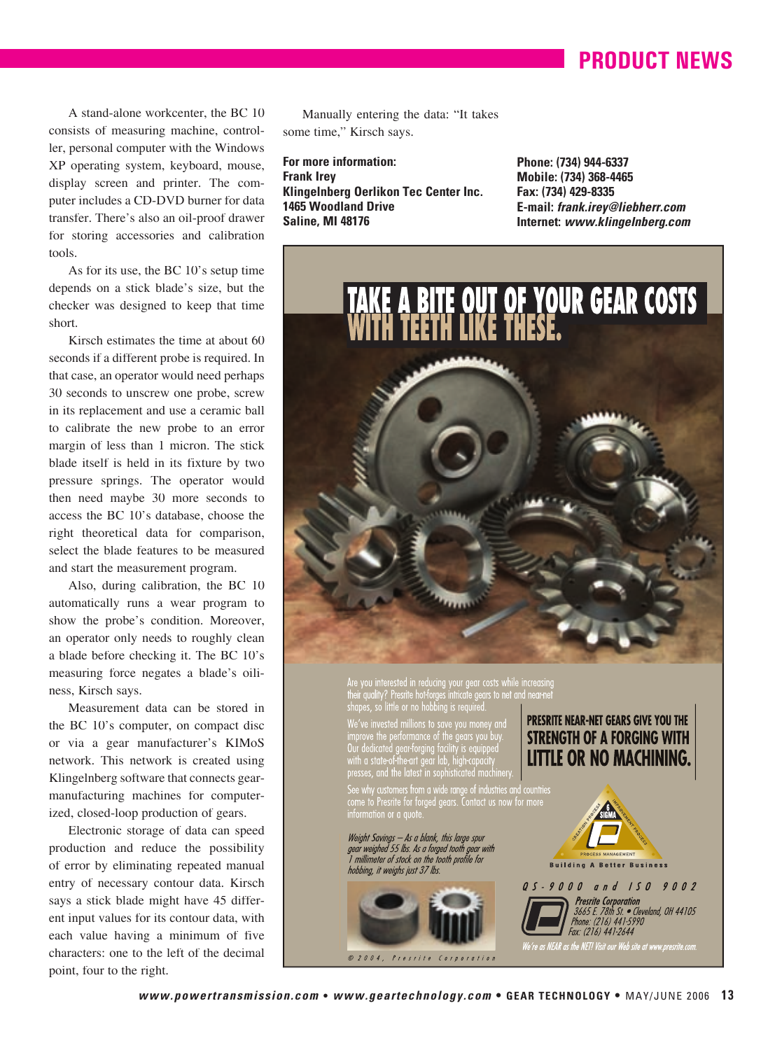A stand-alone workcenter, the BC 10 consists of measuring machine, controller, personal computer with the Windows XP operating system, keyboard, mouse, display screen and printer. The computer includes a CD-DVD burner for data transfer. There's also an oil-proof drawer for storing accessories and calibration tools.

As for its use, the BC 10's setup time depends on a stick blade's size, but the checker was designed to keep that time short.

Kirsch estimates the time at about 60 seconds if a different probe is required. In that case, an operator would need perhaps 30 seconds to unscrew one probe, screw in its replacement and use a ceramic ball to calibrate the new probe to an error margin of less than 1 micron. The stick blade itself is held in its fixture by two pressure springs. The operator would then need maybe 30 more seconds to access the BC 10's database, choose the right theoretical data for comparison, select the blade features to be measured and start the measurement program.

Also, during calibration, the BC 10 automatically runs a wear program to show the probe's condition. Moreover, an operator only needs to roughly clean a blade before checking it. The BC 10's measuring force negates a blade's oiliness, Kirsch says.

Measurement data can be stored in the BC 10's computer, on compact disc or via a gear manufacturer's KIMoS network. This network is created using Klingelnberg software that connects gear-manufacturing machines for computerized, closed-loop production of gears.

Electronic storage of data can speed production and reduce the possibility of error by eliminating repeated manual entry of necessary contour data. Kirsch says a stick blade might have 45 different input values for its contour data, with each value having a minimum of five characters: one to the left of the decimal point, four to the right.

Manually entering the data: "It takes some time," Kirsch says.

**For more information:**
**Frank Irey**
**Klingelnberg Oerlikon Tec Center Inc.**
**1465 Woodland Drive**
**Saline, MI 48176**
**Phone: (734) 944-6337**
**Mobile: (734) 368-4465**
**Fax: (734) 429-8335**
**E-mail: *frank.irey@liebherr.com***
**Internet: *www.klingelnberg.com***

# TAKE A BITE OUT OF YOUR GEAR COSTS WITH TEETH LIKE THESE.

Are you interested in reducing your gear costs while increasing their quality? Presrite hot-forges intricate gears to net and near-net shapes, so little or no hobbing is required.

We've invested millions to save you money and improve the performance of the gears you buy. Our dedicated gear-forging facility is equipped with a state-of-the-art gear lab, high-capacity presses, and the latest in sophisticated machinery.

**PRESRITE NEAR-NET GEARS GIVE YOU THE STRENGTH OF A FORGING WITH LITTLE OR NO MACHINING.**

See why customers from a wide range of industries and countries come to Presrite for forged gears. Contact us now for more information or a quote.

*Weight Savings – As a blank, this large spur gear weighed 55 lbs. As a forged tooth gear with 1 millimeter of stock on the tooth profile for hobbing, it weighs just 37 lbs.*

Building A Better Business

QS-9000 and ISO 9002

*Presrite Corporation*
*3665 E. 78th St. • Cleveland, OH 44105*
*Phone: (216) 441-5990*
*Fax: (216) 441-2644*

*We're as NEAR as the NET! Visit our Web site at www.presrite.com.*

© 2004, Presrite Corporation